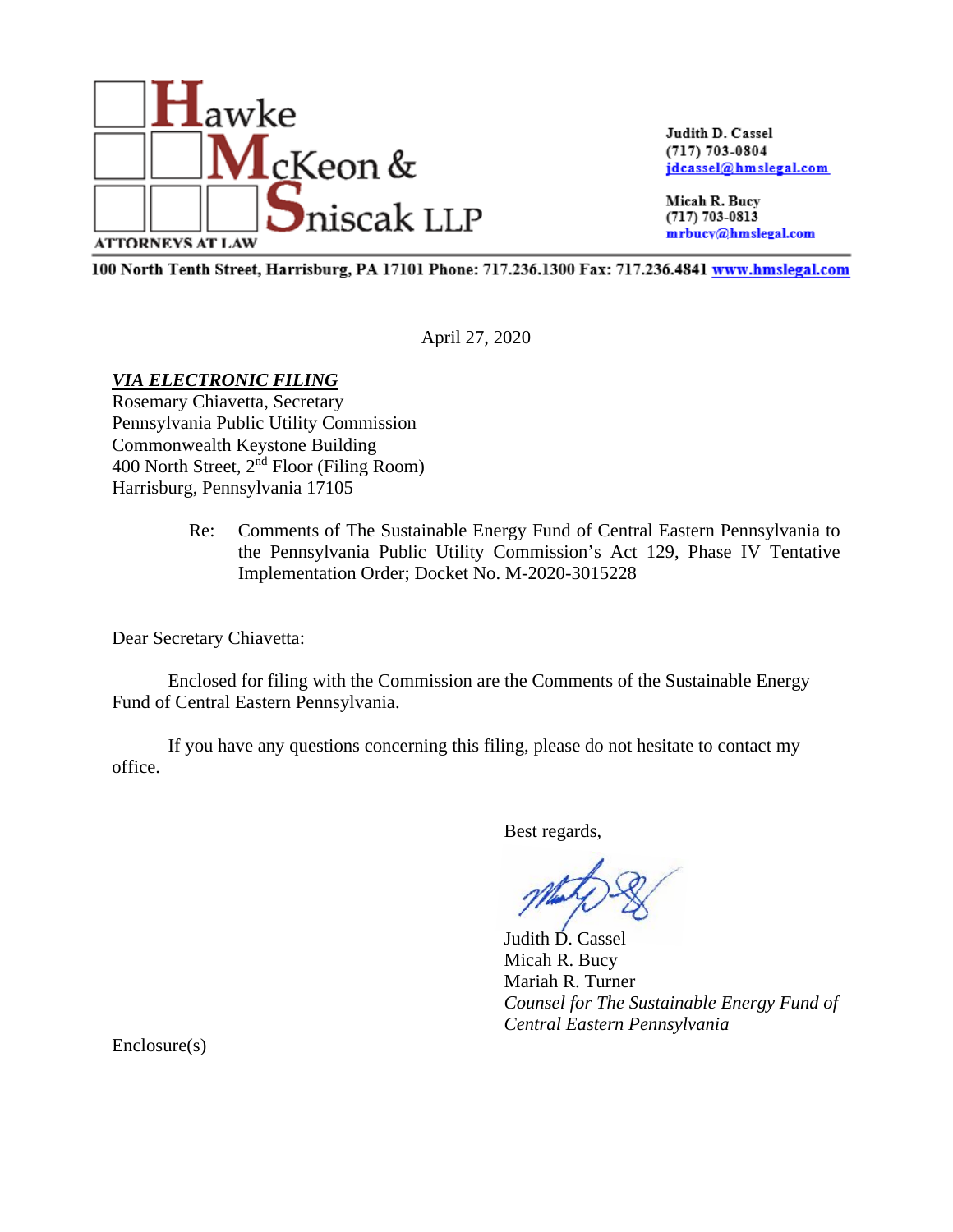**Hawke McKeon & Sniscak LLP**
ATTORNEYS AT LAW

Judith D. Cassel
(717) 703-0804
jdcassel@hmslegal.com

Micah R. Bucy
(717) 703-0813
mrbucy@hmslegal.com

100 North Tenth Street, Harrisburg, PA 17101 Phone: 717.236.1300 Fax: 717.236.4841 www.hmslegal.com

April 27, 2020

***VIA ELECTRONIC FILING***
Rosemary Chiavetta, Secretary
Pennsylvania Public Utility Commission
Commonwealth Keystone Building
400 North Street, 2nd Floor (Filing Room)
Harrisburg, Pennsylvania 17105

Re: Comments of The Sustainable Energy Fund of Central Eastern Pennsylvania to the Pennsylvania Public Utility Commission's Act 129, Phase IV Tentative Implementation Order; Docket No. M-2020-3015228

Dear Secretary Chiavetta:

Enclosed for filing with the Commission are the Comments of the Sustainable Energy Fund of Central Eastern Pennsylvania.

If you have any questions concerning this filing, please do not hesitate to contact my office.

Best regards,

Judith D. Cassel
Micah R. Bucy
Mariah R. Turner
*Counsel for The Sustainable Energy Fund of Central Eastern Pennsylvania*

Enclosure(s)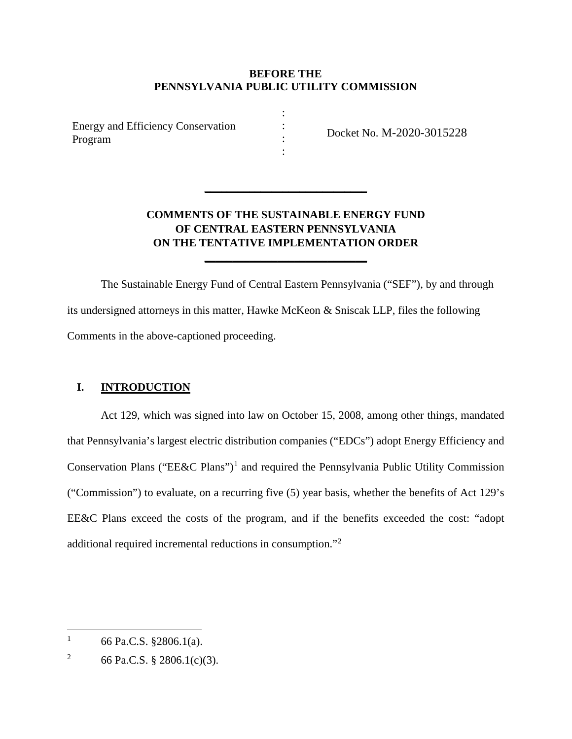**BEFORE THE**
**PENNSYLVANIA PUBLIC UTILITY COMMISSION**

| | | |
|---|---|---|
| Energy and Efficiency Conservation Program | : | Docket No. M-2020-3015228 |

---

**COMMENTS OF THE SUSTAINABLE ENERGY FUND**
**OF CENTRAL EASTERN PENNSYLVANIA**
**ON THE TENTATIVE IMPLEMENTATION ORDER**

---

The Sustainable Energy Fund of Central Eastern Pennsylvania ("SEF"), by and through its undersigned attorneys in this matter, Hawke McKeon & Sniscak LLP, files the following Comments in the above-captioned proceeding.

## I. INTRODUCTION

Act 129, which was signed into law on October 15, 2008, among other things, mandated that Pennsylvania's largest electric distribution companies ("EDCs") adopt Energy Efficiency and Conservation Plans ("EE&C Plans")[1] and required the Pennsylvania Public Utility Commission ("Commission") to evaluate, on a recurring five (5) year basis, whether the benefits of Act 129's EE&C Plans exceed the costs of the program, and if the benefits exceeded the cost: "adopt additional required incremental reductions in consumption."[2]

---

[1] 66 Pa.C.S. §2806.1(a).

[2] 66 Pa.C.S. § 2806.1(c)(3).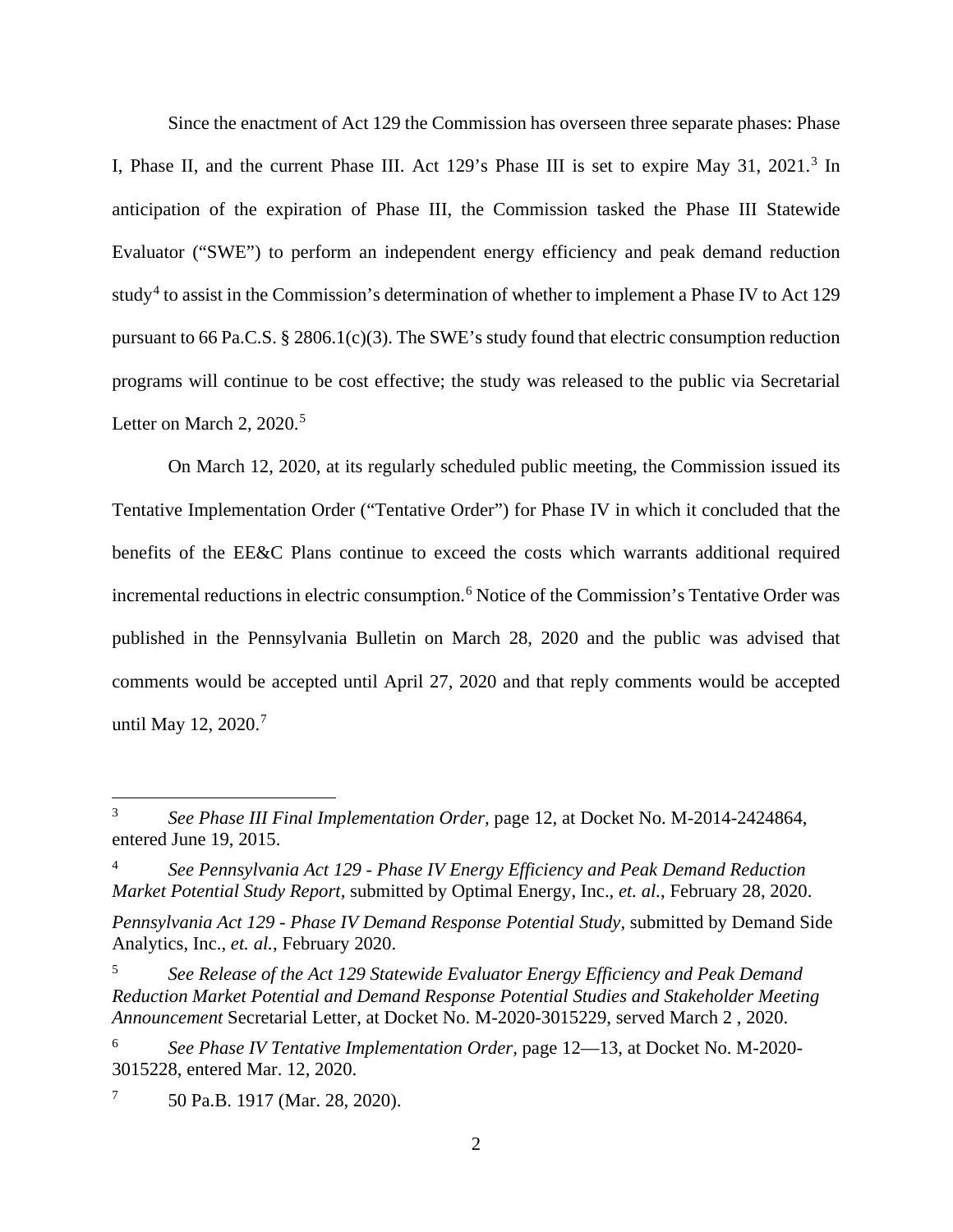Since the enactment of Act 129 the Commission has overseen three separate phases: Phase I, Phase II, and the current Phase III. Act 129's Phase III is set to expire May 31, 2021.[3] In anticipation of the expiration of Phase III, the Commission tasked the Phase III Statewide Evaluator ("SWE") to perform an independent energy efficiency and peak demand reduction study[4] to assist in the Commission's determination of whether to implement a Phase IV to Act 129 pursuant to 66 Pa.C.S. § 2806.1(c)(3). The SWE's study found that electric consumption reduction programs will continue to be cost effective; the study was released to the public via Secretarial Letter on March 2, 2020.[5]

On March 12, 2020, at its regularly scheduled public meeting, the Commission issued its Tentative Implementation Order ("Tentative Order") for Phase IV in which it concluded that the benefits of the EE&C Plans continue to exceed the costs which warrants additional required incremental reductions in electric consumption.[6] Notice of the Commission's Tentative Order was published in the Pennsylvania Bulletin on March 28, 2020 and the public was advised that comments would be accepted until April 27, 2020 and that reply comments would be accepted until May 12, 2020.[7]

---

[3] *See Phase III Final Implementation Order*, page 12, at Docket No. M-2014-2424864, entered June 19, 2015.

[4] *See Pennsylvania Act 129 - Phase IV Energy Efficiency and Peak Demand Reduction Market Potential Study Report*, submitted by Optimal Energy, Inc., *et. al.*, February 28, 2020.

*Pennsylvania Act 129 - Phase IV Demand Response Potential Study*, submitted by Demand Side Analytics, Inc., *et. al.*, February 2020.

[5] *See Release of the Act 129 Statewide Evaluator Energy Efficiency and Peak Demand Reduction Market Potential and Demand Response Potential Studies and Stakeholder Meeting Announcement* Secretarial Letter, at Docket No. M-2020-3015229, served March 2 , 2020.

[6] *See Phase IV Tentative Implementation Order*, page 12—13, at Docket No. M-2020-3015228, entered Mar. 12, 2020.

[7] 50 Pa.B. 1917 (Mar. 28, 2020).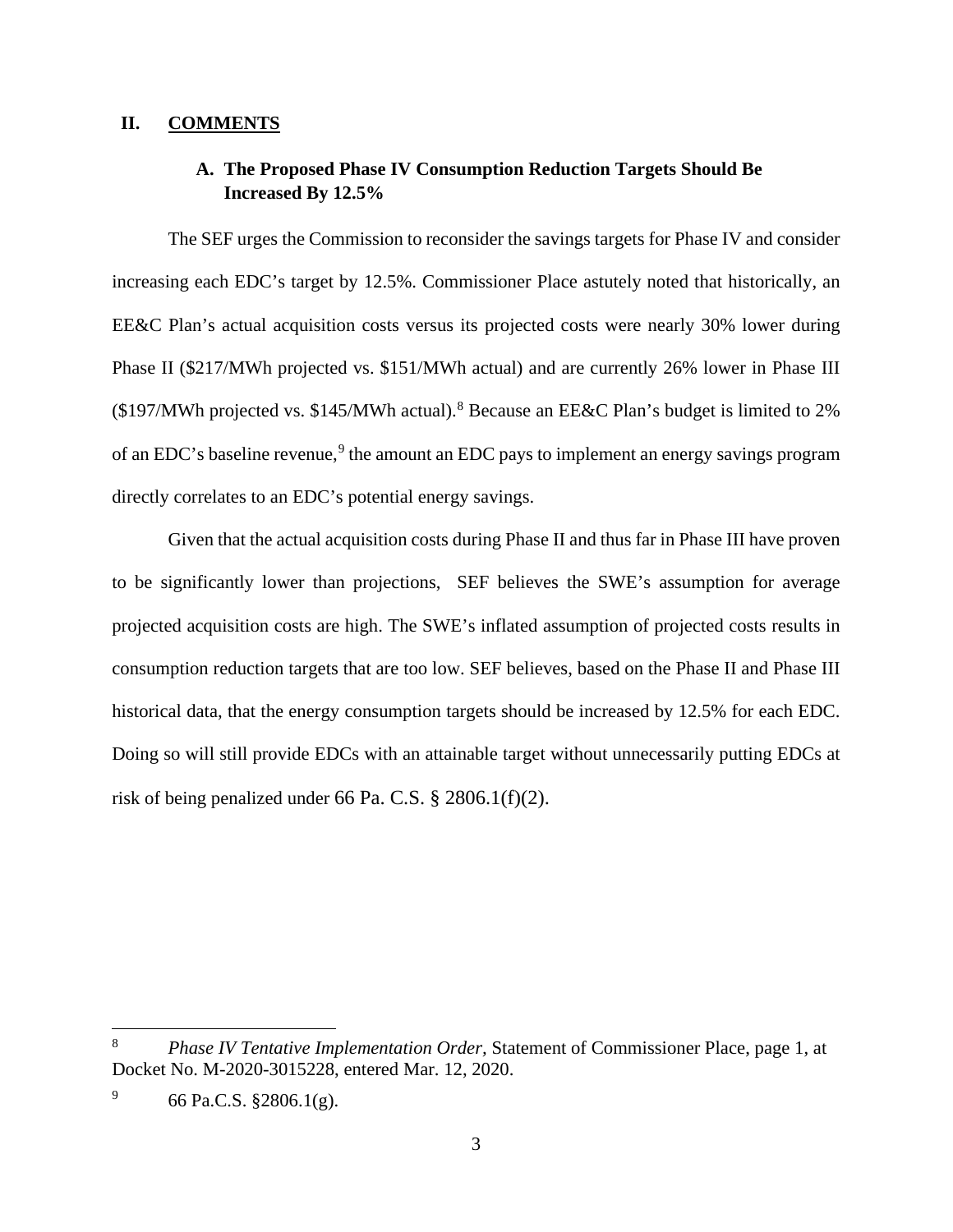## II. COMMENTS

### A. The Proposed Phase IV Consumption Reduction Targets Should Be Increased By 12.5%

The SEF urges the Commission to reconsider the savings targets for Phase IV and consider increasing each EDC's target by 12.5%. Commissioner Place astutely noted that historically, an EE&C Plan's actual acquisition costs versus its projected costs were nearly 30% lower during Phase II ($217/MWh projected vs. $151/MWh actual) and are currently 26% lower in Phase III ($197/MWh projected vs. $145/MWh actual).[8] Because an EE&C Plan's budget is limited to 2% of an EDC's baseline revenue,[9] the amount an EDC pays to implement an energy savings program directly correlates to an EDC's potential energy savings.

Given that the actual acquisition costs during Phase II and thus far in Phase III have proven to be significantly lower than projections, SEF believes the SWE's assumption for average projected acquisition costs are high. The SWE's inflated assumption of projected costs results in consumption reduction targets that are too low. SEF believes, based on the Phase II and Phase III historical data, that the energy consumption targets should be increased by 12.5% for each EDC. Doing so will still provide EDCs with an attainable target without unnecessarily putting EDCs at risk of being penalized under 66 Pa. C.S. § 2806.1(f)(2).

---

[8] *Phase IV Tentative Implementation Order*, Statement of Commissioner Place, page 1, at Docket No. M-2020-3015228, entered Mar. 12, 2020.

[9] 66 Pa.C.S. §2806.1(g).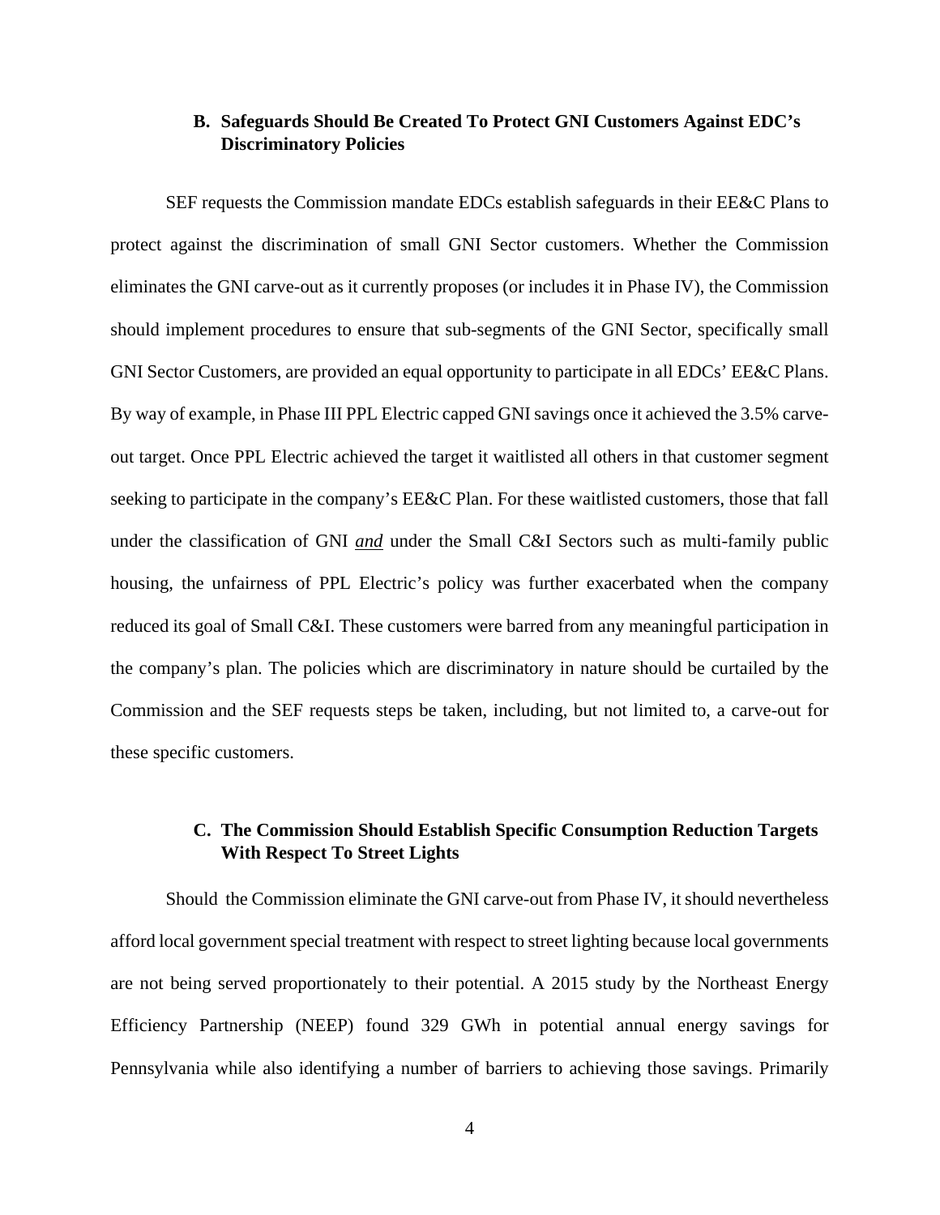### B. Safeguards Should Be Created To Protect GNI Customers Against EDC's Discriminatory Policies

SEF requests the Commission mandate EDCs establish safeguards in their EE&C Plans to protect against the discrimination of small GNI Sector customers. Whether the Commission eliminates the GNI carve-out as it currently proposes (or includes it in Phase IV), the Commission should implement procedures to ensure that sub-segments of the GNI Sector, specifically small GNI Sector Customers, are provided an equal opportunity to participate in all EDCs' EE&C Plans. By way of example, in Phase III PPL Electric capped GNI savings once it achieved the 3.5% carve-out target. Once PPL Electric achieved the target it waitlisted all others in that customer segment seeking to participate in the company's EE&C Plan. For these waitlisted customers, those that fall under the classification of GNI ***and*** under the Small C&I Sectors such as multi-family public housing, the unfairness of PPL Electric's policy was further exacerbated when the company reduced its goal of Small C&I. These customers were barred from any meaningful participation in the company's plan. The policies which are discriminatory in nature should be curtailed by the Commission and the SEF requests steps be taken, including, but not limited to, a carve-out for these specific customers.

### C. The Commission Should Establish Specific Consumption Reduction Targets With Respect To Street Lights

Should the Commission eliminate the GNI carve-out from Phase IV, it should nevertheless afford local government special treatment with respect to street lighting because local governments are not being served proportionately to their potential. A 2015 study by the Northeast Energy Efficiency Partnership (NEEP) found 329 GWh in potential annual energy savings for Pennsylvania while also identifying a number of barriers to achieving those savings. Primarily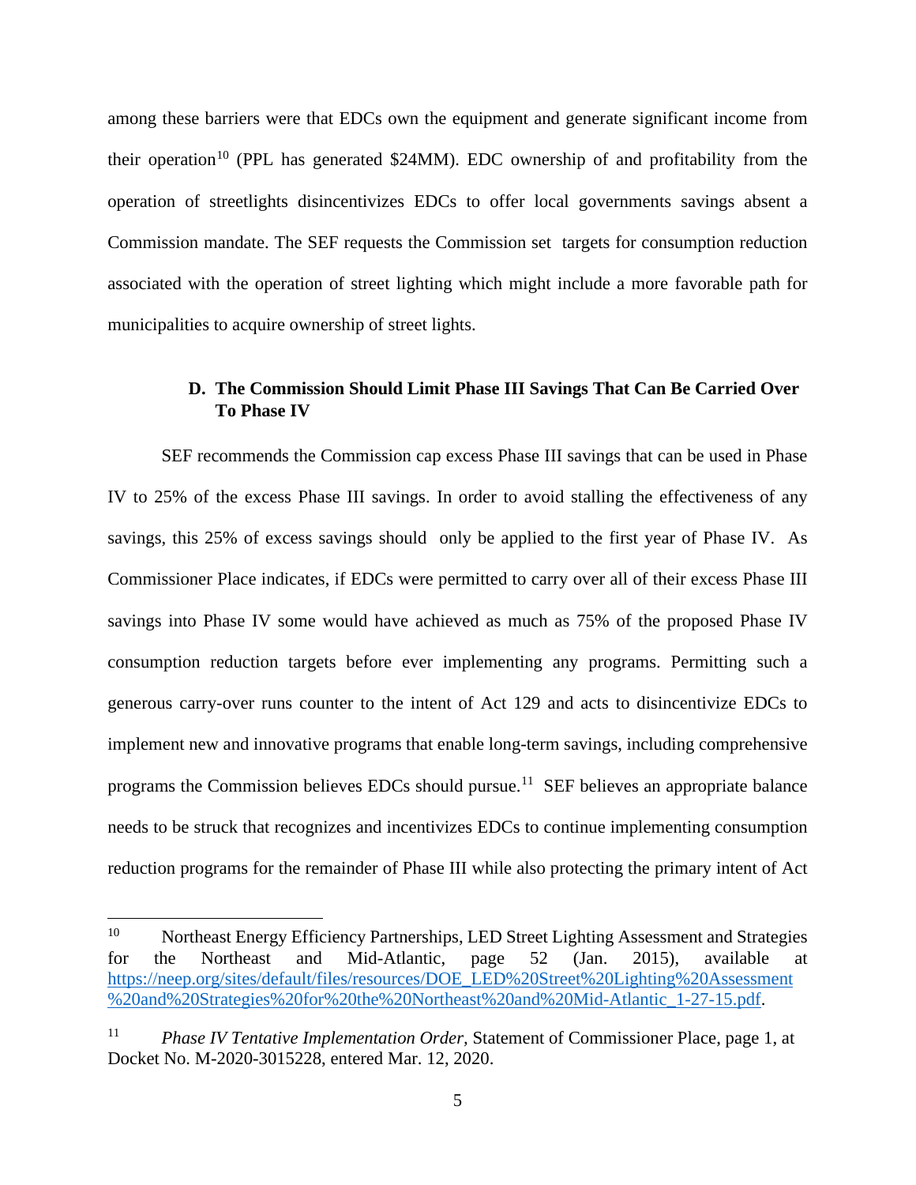among these barriers were that EDCs own the equipment and generate significant income from their operation[10] (PPL has generated $24MM). EDC ownership of and profitability from the operation of streetlights disincentivizes EDCs to offer local governments savings absent a Commission mandate. The SEF requests the Commission set targets for consumption reduction associated with the operation of street lighting which might include a more favorable path for municipalities to acquire ownership of street lights.

### D. The Commission Should Limit Phase III Savings That Can Be Carried Over To Phase IV

SEF recommends the Commission cap excess Phase III savings that can be used in Phase IV to 25% of the excess Phase III savings. In order to avoid stalling the effectiveness of any savings, this 25% of excess savings should only be applied to the first year of Phase IV. As Commissioner Place indicates, if EDCs were permitted to carry over all of their excess Phase III savings into Phase IV some would have achieved as much as 75% of the proposed Phase IV consumption reduction targets before ever implementing any programs. Permitting such a generous carry-over runs counter to the intent of Act 129 and acts to disincentivize EDCs to implement new and innovative programs that enable long-term savings, including comprehensive programs the Commission believes EDCs should pursue.[11] SEF believes an appropriate balance needs to be struck that recognizes and incentivizes EDCs to continue implementing consumption reduction programs for the remainder of Phase III while also protecting the primary intent of Act

---

[10] Northeast Energy Efficiency Partnerships, LED Street Lighting Assessment and Strategies for the Northeast and Mid-Atlantic, page 52 (Jan. 2015), available at https://neep.org/sites/default/files/resources/DOE_LED%20Street%20Lighting%20Assessment%20and%20Strategies%20for%20the%20Northeast%20and%20Mid-Atlantic_1-27-15.pdf.

[11] *Phase IV Tentative Implementation Order*, Statement of Commissioner Place, page 1, at Docket No. M-2020-3015228, entered Mar. 12, 2020.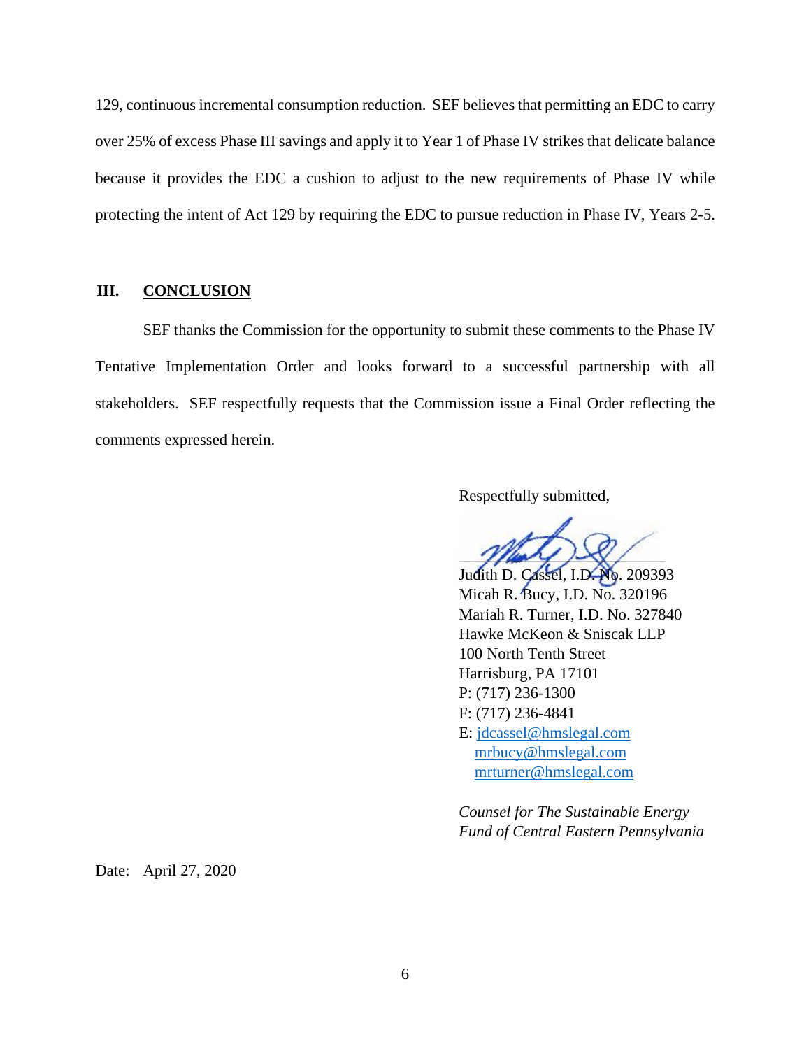129, continuous incremental consumption reduction. SEF believes that permitting an EDC to carry over 25% of excess Phase III savings and apply it to Year 1 of Phase IV strikes that delicate balance because it provides the EDC a cushion to adjust to the new requirements of Phase IV while protecting the intent of Act 129 by requiring the EDC to pursue reduction in Phase IV, Years 2-5.

## III. CONCLUSION

SEF thanks the Commission for the opportunity to submit these comments to the Phase IV Tentative Implementation Order and looks forward to a successful partnership with all stakeholders. SEF respectfully requests that the Commission issue a Final Order reflecting the comments expressed herein.

Respectfully submitted,

\_\_\_\_\_\_\_\_\_\_\_\_\_\_\_\_\_\_\_\_\_\_\_\_\_\_\_\_
Judith D. Cassel, I.D. No. 209393
Micah R. Bucy, I.D. No. 320196
Mariah R. Turner, I.D. No. 327840
Hawke McKeon & Sniscak LLP
100 North Tenth Street
Harrisburg, PA 17101
P: (717) 236-1300
F: (717) 236-4841
E: jdcassel@hmslegal.com
mrbucy@hmslegal.com
mrturner@hmslegal.com

*Counsel for The Sustainable Energy Fund of Central Eastern Pennsylvania*

Date: April 27, 2020